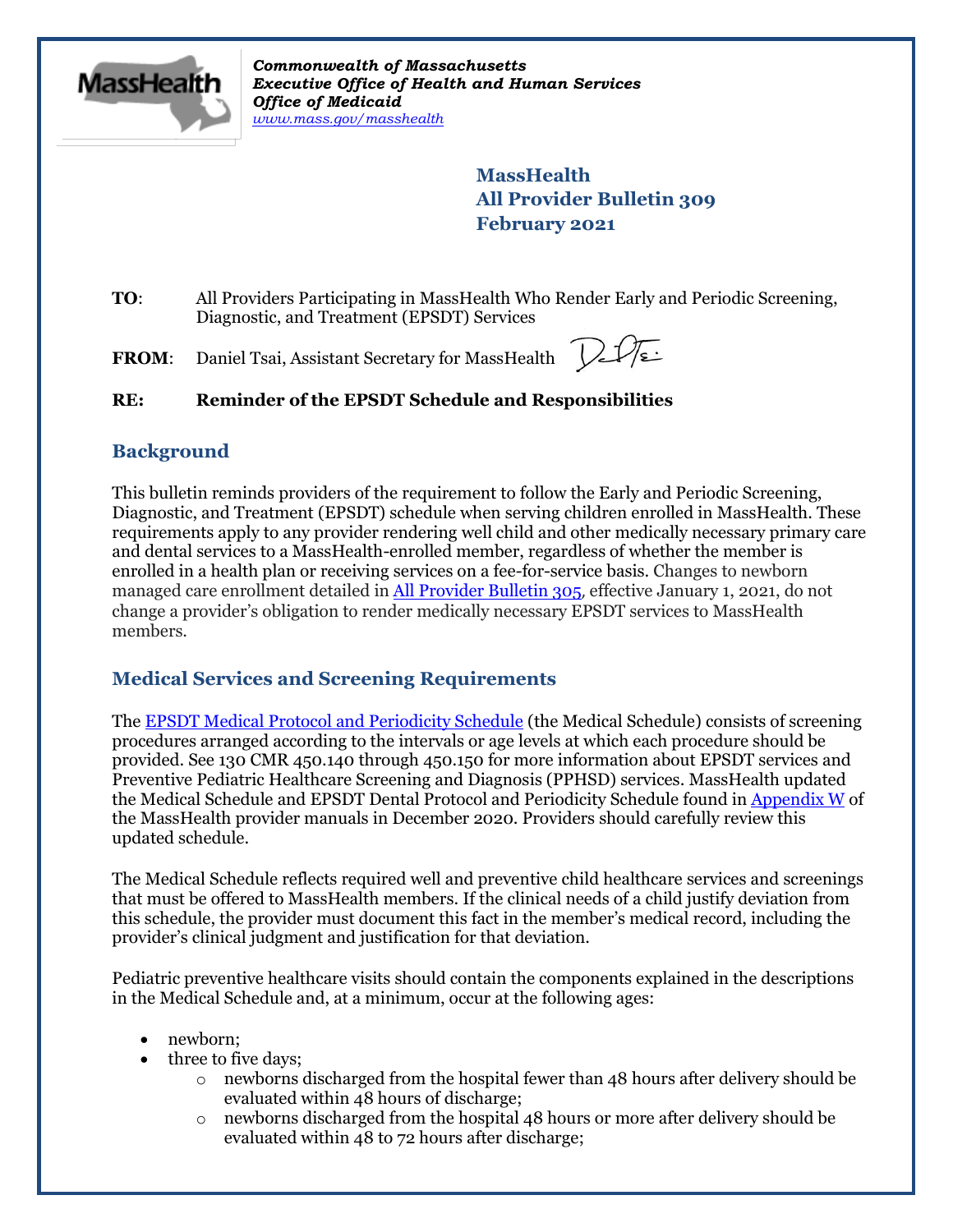*Commonwealth of Massachusetts*
*Executive Office of Health and Human Services*
*Office of Medicaid*
*www.mass.gov/masshealth*

**MassHealth**
**All Provider Bulletin 309**
**February 2021**

**TO**: All Providers Participating in MassHealth Who Render Early and Periodic Screening, Diagnostic, and Treatment (EPSDT) Services

**FROM**: Daniel Tsai, Assistant Secretary for MassHealth

**RE: Reminder of the EPSDT Schedule and Responsibilities**

## Background

This bulletin reminds providers of the requirement to follow the Early and Periodic Screening, Diagnostic, and Treatment (EPSDT) schedule when serving children enrolled in MassHealth. These requirements apply to any provider rendering well child and other medically necessary primary care and dental services to a MassHealth-enrolled member, regardless of whether the member is enrolled in a health plan or receiving services on a fee-for-service basis. Changes to newborn managed care enrollment detailed in All Provider Bulletin 305, effective January 1, 2021, do not change a provider's obligation to render medically necessary EPSDT services to MassHealth members.

## Medical Services and Screening Requirements

The EPSDT Medical Protocol and Periodicity Schedule (the Medical Schedule) consists of screening procedures arranged according to the intervals or age levels at which each procedure should be provided. See 130 CMR 450.140 through 450.150 for more information about EPSDT services and Preventive Pediatric Healthcare Screening and Diagnosis (PPHSD) services. MassHealth updated the Medical Schedule and EPSDT Dental Protocol and Periodicity Schedule found in Appendix W of the MassHealth provider manuals in December 2020. Providers should carefully review this updated schedule.

The Medical Schedule reflects required well and preventive child healthcare services and screenings that must be offered to MassHealth members. If the clinical needs of a child justify deviation from this schedule, the provider must document this fact in the member's medical record, including the provider's clinical judgment and justification for that deviation.

Pediatric preventive healthcare visits should contain the components explained in the descriptions in the Medical Schedule and, at a minimum, occur at the following ages:

- newborn;
- three to five days;
    - newborns discharged from the hospital fewer than 48 hours after delivery should be evaluated within 48 hours of discharge;
    - newborns discharged from the hospital 48 hours or more after delivery should be evaluated within 48 to 72 hours after discharge;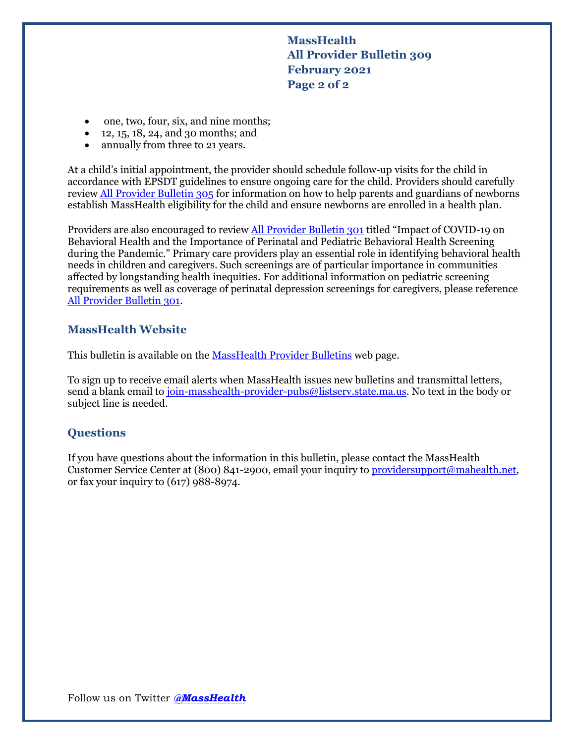- one, two, four, six, and nine months;
- 12, 15, 18, 24, and 30 months; and
- annually from three to 21 years.

At a child's initial appointment, the provider should schedule follow-up visits for the child in accordance with EPSDT guidelines to ensure ongoing care for the child. Providers should carefully review All Provider Bulletin 305 for information on how to help parents and guardians of newborns establish MassHealth eligibility for the child and ensure newborns are enrolled in a health plan.

Providers are also encouraged to review All Provider Bulletin 301 titled "Impact of COVID-19 on Behavioral Health and the Importance of Perinatal and Pediatric Behavioral Health Screening during the Pandemic." Primary care providers play an essential role in identifying behavioral health needs in children and caregivers. Such screenings are of particular importance in communities affected by longstanding health inequities. For additional information on pediatric screening requirements as well as coverage of perinatal depression screenings for caregivers, please reference All Provider Bulletin 301.

## MassHealth Website

This bulletin is available on the MassHealth Provider Bulletins web page.

To sign up to receive email alerts when MassHealth issues new bulletins and transmittal letters, send a blank email to join-masshealth-provider-pubs@listserv.state.ma.us. No text in the body or subject line is needed.

## Questions

If you have questions about the information in this bulletin, please contact the MassHealth Customer Service Center at (800) 841-2900, email your inquiry to providersupport@mahealth.net, or fax your inquiry to (617) 988-8974.

Follow us on Twitter ***@MassHealth***